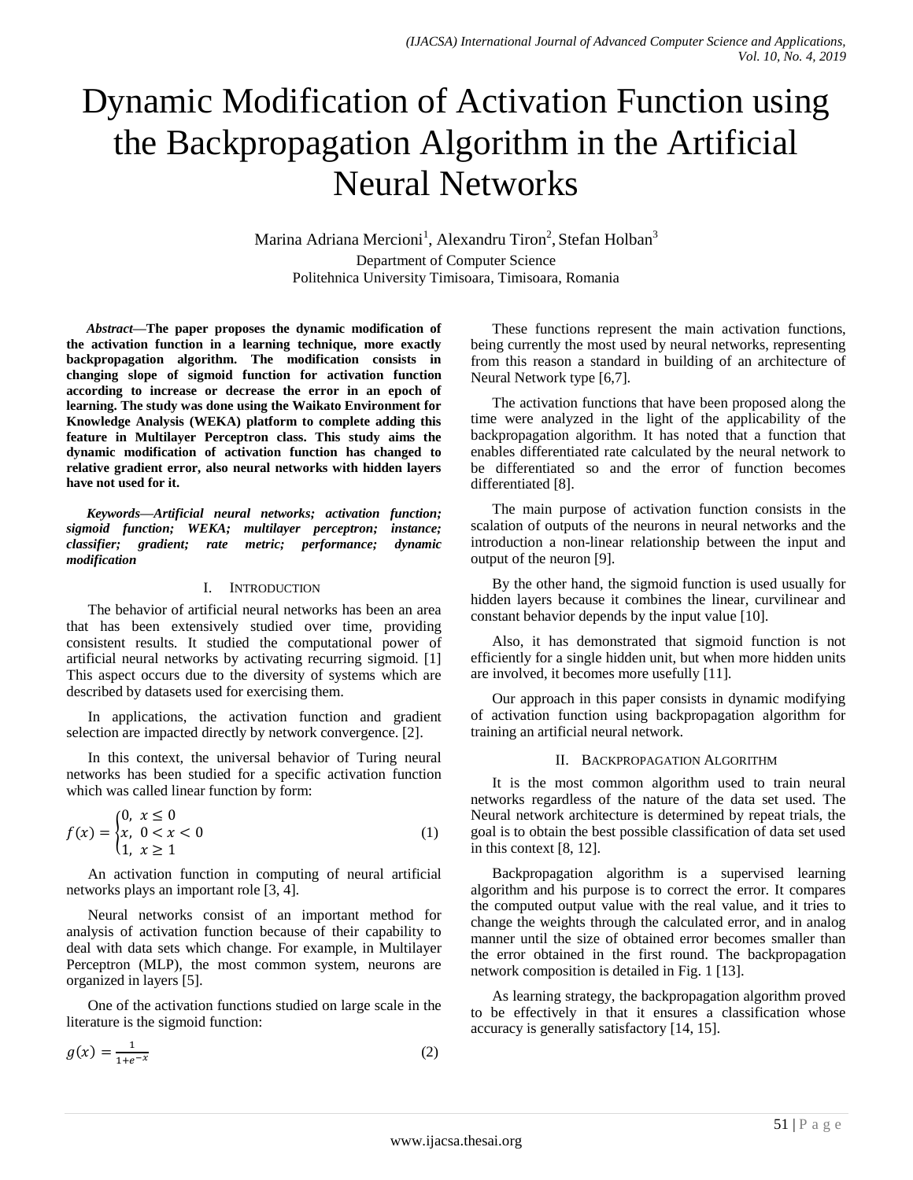# Dynamic Modification of Activation Function using the Backpropagation Algorithm in the Artificial Neural Networks

Marina Adriana Mercioni[1], Alexandru Tiron[2], Stefan Holban[3]

Department of Computer Science
Politehnica University Timisoara, Timisoara, Romania

***Abstract*—The paper proposes the dynamic modification of the activation function in a learning technique, more exactly backpropagation algorithm. The modification consists in changing slope of sigmoid function for activation function according to increase or decrease the error in an epoch of learning. The study was done using the Waikato Environment for Knowledge Analysis (WEKA) platform to complete adding this feature in Multilayer Perceptron class. This study aims the dynamic modification of activation function has changed to relative gradient error, also neural networks with hidden layers have not used for it.**

***Keywords*—Artificial neural networks; activation function; sigmoid function; WEKA; multilayer perceptron; instance; classifier; gradient; rate metric; performance; dynamic modification**

## I. Introduction

The behavior of artificial neural networks has been an area that has been extensively studied over time, providing consistent results. It studied the computational power of artificial neural networks by activating recurring sigmoid. [1] This aspect occurs due to the diversity of systems which are described by datasets used for exercising them.

In applications, the activation function and gradient selection are impacted directly by network convergence. [2].

In this context, the universal behavior of Turing neural networks has been studied for a specific activation function which was called linear function by form:

$$f(x) = \begin{cases} 0, & x \leq 0 \\ x, & 0 < x < 0 \\ 1, & x \geq 1 \end{cases} \tag{1}$$

An activation function in computing of neural artificial networks plays an important role [3, 4].

Neural networks consist of an important method for analysis of activation function because of their capability to deal with data sets which change. For example, in Multilayer Perceptron (MLP), the most common system, neurons are organized in layers [5].

One of the activation functions studied on large scale in the literature is the sigmoid function:

$$g(x) = \frac{1}{1+e^{-x}} \tag{2}$$

These functions represent the main activation functions, being currently the most used by neural networks, representing from this reason a standard in building of an architecture of Neural Network type [6,7].

The activation functions that have been proposed along the time were analyzed in the light of the applicability of the backpropagation algorithm. It has noted that a function that enables differentiated rate calculated by the neural network to be differentiated so and the error of function becomes differentiated [8].

The main purpose of activation function consists in the scalation of outputs of the neurons in neural networks and the introduction a non-linear relationship between the input and output of the neuron [9].

By the other hand, the sigmoid function is used usually for hidden layers because it combines the linear, curvilinear and constant behavior depends by the input value [10].

Also, it has demonstrated that sigmoid function is not efficiently for a single hidden unit, but when more hidden units are involved, it becomes more usefully [11].

Our approach in this paper consists in dynamic modifying of activation function using backpropagation algorithm for training an artificial neural network.

## II. Backpropagation Algorithm

It is the most common algorithm used to train neural networks regardless of the nature of the data set used. The Neural network architecture is determined by repeat trials, the goal is to obtain the best possible classification of data set used in this context [8, 12].

Backpropagation algorithm is a supervised learning algorithm and his purpose is to correct the error. It compares the computed output value with the real value, and it tries to change the weights through the calculated error, and in analog manner until the size of obtained error becomes smaller than the error obtained in the first round. The backpropagation network composition is detailed in Fig. 1 [13].

As learning strategy, the backpropagation algorithm proved to be effectively in that it ensures a classification whose accuracy is generally satisfactory [14, 15].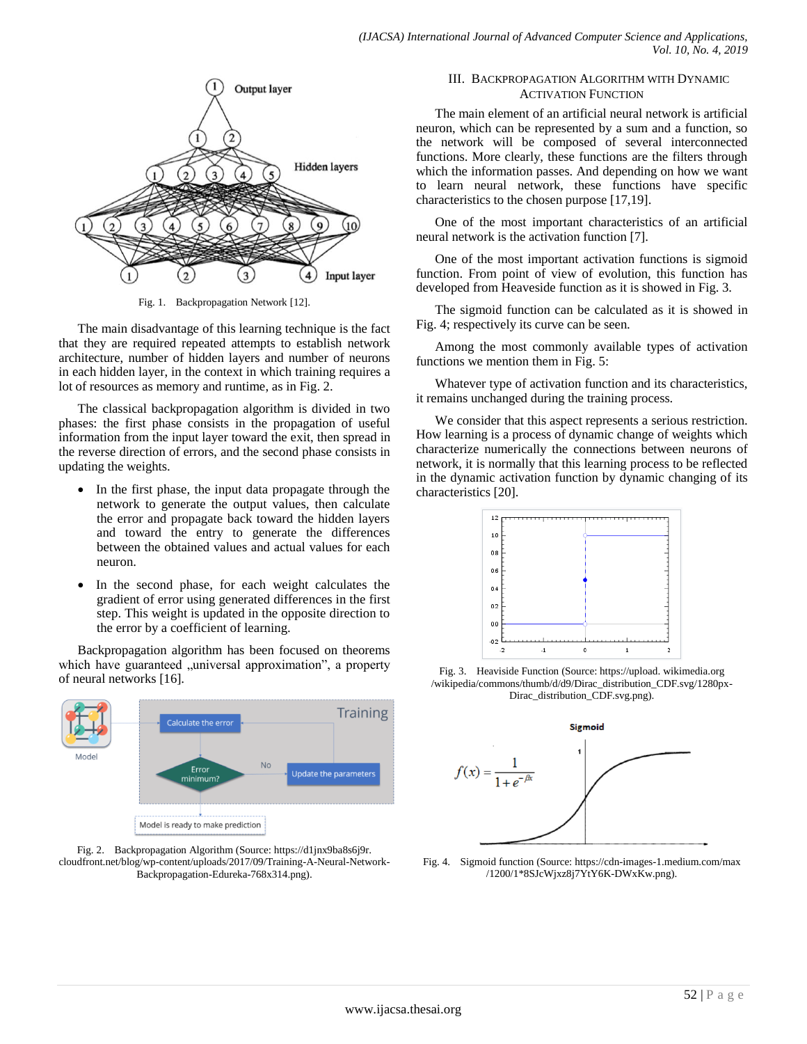Fig. 1. Backpropagation Network [12].

The main disadvantage of this learning technique is the fact that they are required repeated attempts to establish network architecture, number of hidden layers and number of neurons in each hidden layer, in the context in which training requires a lot of resources as memory and runtime, as in Fig. 2.

The classical backpropagation algorithm is divided in two phases: the first phase consists in the propagation of useful information from the input layer toward the exit, then spread in the reverse direction of errors, and the second phase consists in updating the weights.

- In the first phase, the input data propagate through the network to generate the output values, then calculate the error and propagate back toward the hidden layers and toward the entry to generate the differences between the obtained values and actual values for each neuron.
- In the second phase, for each weight calculates the gradient of error using generated differences in the first step. This weight is updated in the opposite direction to the error by a coefficient of learning.

Backpropagation algorithm has been focused on theorems which have guaranteed „universal approximation", a property of neural networks [16].

Fig. 2. Backpropagation Algorithm (Source: https://d1jnx9ba8s6j9r.cloudfront.net/blog/wp-content/uploads/2017/09/Training-A-Neural-Network-Backpropagation-Edureka-768x314.png).

## III. Backpropagation Algorithm with Dynamic Activation Function

The main element of an artificial neural network is artificial neuron, which can be represented by a sum and a function, so the network will be composed of several interconnected functions. More clearly, these functions are the filters through which the information passes. And depending on how we want to learn neural network, these functions have specific characteristics to the chosen purpose [17,19].

One of the most important characteristics of an artificial neural network is the activation function [7].

One of the most important activation functions is sigmoid function. From point of view of evolution, this function has developed from Heaveside function as it is showed in Fig. 3.

The sigmoid function can be calculated as it is showed in Fig. 4; respectively its curve can be seen.

Among the most commonly available types of activation functions we mention them in Fig. 5:

Whatever type of activation function and its characteristics, it remains unchanged during the training process.

We consider that this aspect represents a serious restriction. How learning is a process of dynamic change of weights which characterize numerically the connections between neurons of network, it is normally that this learning process to be reflected in the dynamic activation function by dynamic changing of its characteristics [20].

Fig. 3. Heaviside Function (Source: https://upload. wikimedia.org /wikipedia/commons/thumb/d/d9/Dirac_distribution_CDF.svg/1280px-Dirac_distribution_CDF.svg.png).

$$f(x) = \frac{1}{1+e^{-\beta x}}$$

Fig. 4. Sigmoid function (Source: https://cdn-images-1.medium.com/max /1200/1*8SJcWjxz8j7YtY6K-DWxKw.png).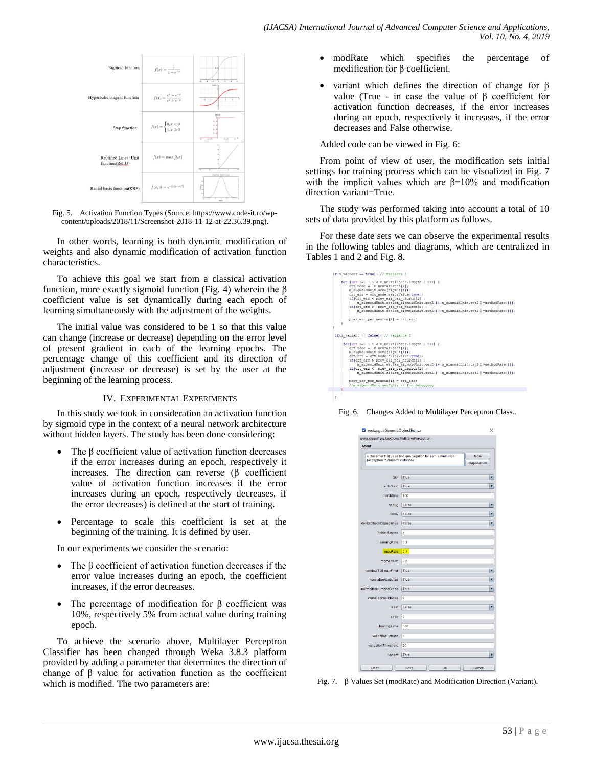| | | |
|---|---|---|
| Sigmoid function | $f(x) = \frac{1}{1+e^{-x}}$ | |
| Hyperbolic tangent function | $f(x) = \frac{e^x - e^{-x}}{e^x + e^{-x}}$ | |
| Step function | $f(x) = \begin{cases} 0, x < 0 \\ 1, x \geq 0 \end{cases}$ | |
| Rectified Linear Unit function(ReLU) | $f(x) = max(0, x)$ | |
| Radial basis function(RBF) | $f(x,c) = e^{-(\epsilon\|x-c\|)^2}$ | |

Fig. 5. Activation Function Types (Source: https://www.code-it.ro/wp-content/uploads/2018/11/Screenshot-2018-11-12-at-22.36.39.png).

In other words, learning is both dynamic modification of weights and also dynamic modification of activation function characteristics.

To achieve this goal we start from a classical activation function, more exactly sigmoid function (Fig. 4) wherein the β coefficient value is set dynamically during each epoch of learning simultaneously with the adjustment of the weights.

The initial value was considered to be 1 so that this value can change (increase or decrease) depending on the error level of present gradient in each of the learning epochs. The percentage change of this coefficient and its direction of adjustment (increase or decrease) is set by the user at the beginning of the learning process.

## IV. Experimental Experiments

In this study we took in consideration an activation function by sigmoid type in the context of a neural network architecture without hidden layers. The study has been done considering:

- The β coefficient value of activation function decreases if the error increases during an epoch, respectively it increases. The direction can reverse (β coefficient value of activation function increases if the error increases during an epoch, respectively decreases, if the error decreases) is defined at the start of training.
- Percentage to scale this coefficient is set at the beginning of the training. It is defined by user.

In our experiments we consider the scenario:

- The β coefficient of activation function decreases if the error value increases during an epoch, the coefficient increases, if the error decreases.
- The percentage of modification for β coefficient was 10%, respectively 5% from actual value during training epoch.

To achieve the scenario above, Multilayer Perceptron Classifier has been changed through Weka 3.8.3 platform provided by adding a parameter that determines the direction of change of β value for activation function as the coefficient which is modified. The two parameters are:

- modRate which specifies the percentage of modification for β coefficient.
- variant which defines the direction of change for β value (True - in case the value of β coefficient for activation function decreases, if the error increases during an epoch, respectively it increases, if the error decreases and False otherwise.

Added code can be viewed in Fig. 6:

From point of view of user, the modification sets initial settings for training process which can be visualized in Fig. 7 with the implicit values which are β=10% and modification direction variant=True.

The study was performed taking into account a total of 10 sets of data provided by this platform as follows.

For these date sets we can observe the experimental results in the following tables and diagrams, which are centralized in Tables 1 and 2 and Fig. 8.

```
if(m_variant == true){ // varianta 1

    for (int i=0 ; i < m_neuralNodes.length ; i++) {
        crt_node =  m_neuralNodes[i];
        m_sigmoidUnit.setZ(sigm_z[i]);
        crt_err = crt_node.errorValue(true);
        if(crt_err < prev_err_per_neuron[i] )
            m_sigmoidUnit.setZ(m_sigmoidUnit.getZ()+(m_sigmoidUnit.getZ()*getModRate()));
        if(crt_err >  prev_err_per_neuron[i] )
            m_sigmoidUnit.setZ(m_sigmoidUnit.getZ()-(m_sigmoidUnit.getZ()*getModRate()));

        prev_err_per_neuron[i] = crt_err;
    }
}

if(m_variant == false){ // varianta 2

    for(int i=0 ; i < m_neuralNodes.length ; i++) {
        crt_node =  m_neuralNodes[i];
        m_sigmoidUnit.setZ(sigm_z[i]);
        crt_err = crt_node.errorValue(true);
        if(crt_err > prev_err_per_neuron[i] )
            m_sigmoidUnit.setZ(m_sigmoidUnit.getZ()+(m_sigmoidUnit.getZ()*getModRate()));
        if(crt_err <  prev_err_per_neuron[i] )
            m_sigmoidUnit.setZ(m_sigmoidUnit.getZ()-(m_sigmoidUnit.getZ()*getModRate()));

        prev_err_per_neuron[i] = crt_err;
        //m_sigmoidUnit.setZ(0); // for debugging
    }
}
```

Fig. 6. Changes Added to Multilayer Perceptron Class..

| weka.gui.GenericObjectEditor | |
|---|---|
| weka.classifiers.functions.MultilayerPerceptron | |
| About: A classifier that uses backpropagation to learn a multi-layer perceptron to classify instances. | |
| GUI | True |
| autoBuild | True |
| batchSize | 100 |
| debug | False |
| decay | False |
| doNotCheckCapabilities | False |
| hiddenLayers | a |
| learningRate | 0.3 |
| modRate | 0.1 |
| momentum | 0.2 |
| nominalToBinaryFilter | True |
| normalizeAttributes | True |
| normalizeNumericClass | True |
| numDecimalPlaces | 2 |
| reset | False |
| seed | 0 |
| trainingTime | 500 |
| validationSetSize | 0 |
| validationThreshold | 20 |
| variant | True |

Fig. 7. β Values Set (modRate) and Modification Direction (Variant).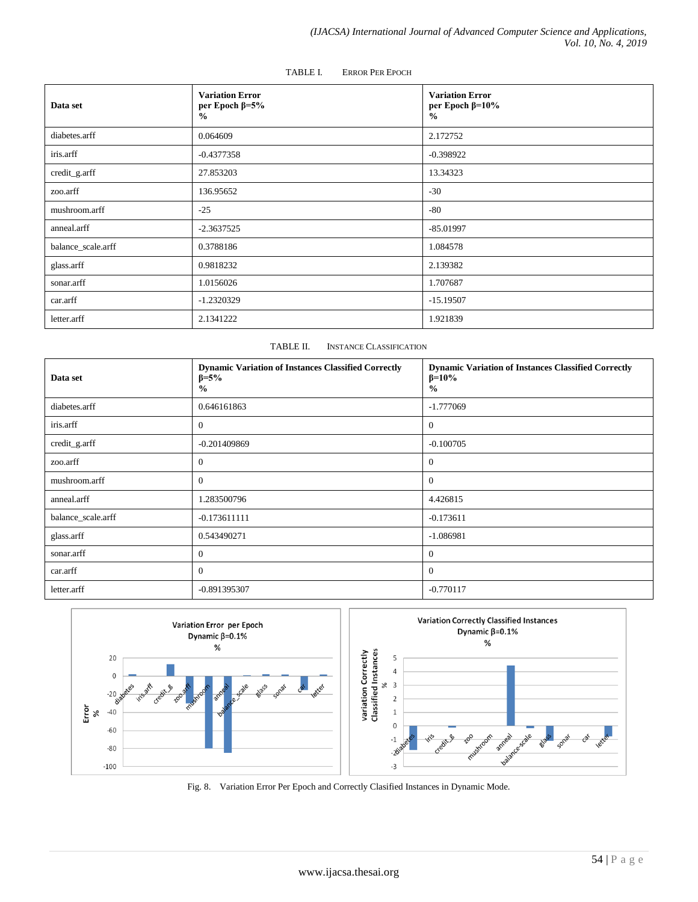TABLE I. ERROR PER EPOCH

| Data set | Variation Error per Epoch β=5% % | Variation Error per Epoch β=10% % |
|---|---|---|
| diabetes.arff | 0.064609 | 2.172752 |
| iris.arff | -0.4377358 | -0.398922 |
| credit_g.arff | 27.853203 | 13.34323 |
| zoo.arff | 136.95652 | -30 |
| mushroom.arff | -25 | -80 |
| anneal.arff | -2.3637525 | -85.01997 |
| balance_scale.arff | 0.3788186 | 1.084578 |
| glass.arff | 0.9818232 | 2.139382 |
| sonar.arff | 1.0156026 | 1.707687 |
| car.arff | -1.2320329 | -15.19507 |
| letter.arff | 2.1341222 | 1.921839 |

TABLE II. INSTANCE CLASSIFICATION

| Data set | Dynamic Variation of Instances Classified Correctly β=5% % | Dynamic Variation of Instances Classified Correctly β=10% % |
|---|---|---|
| diabetes.arff | 0.646161863 | -1.777069 |
| iris.arff | 0 | 0 |
| credit_g.arff | -0.201409869 | -0.100705 |
| zoo.arff | 0 | 0 |
| mushroom.arff | 0 | 0 |
| anneal.arff | 1.283500796 | 4.426815 |
| balance_scale.arff | -0.173611111 | -0.173611 |
| glass.arff | 0.543490271 | -1.086981 |
| sonar.arff | 0 | 0 |
| car.arff | 0 | 0 |
| letter.arff | -0.891395307 | -0.770117 |

Fig. 8. Variation Error Per Epoch and Correctly Clasified Instances in Dynamic Mode.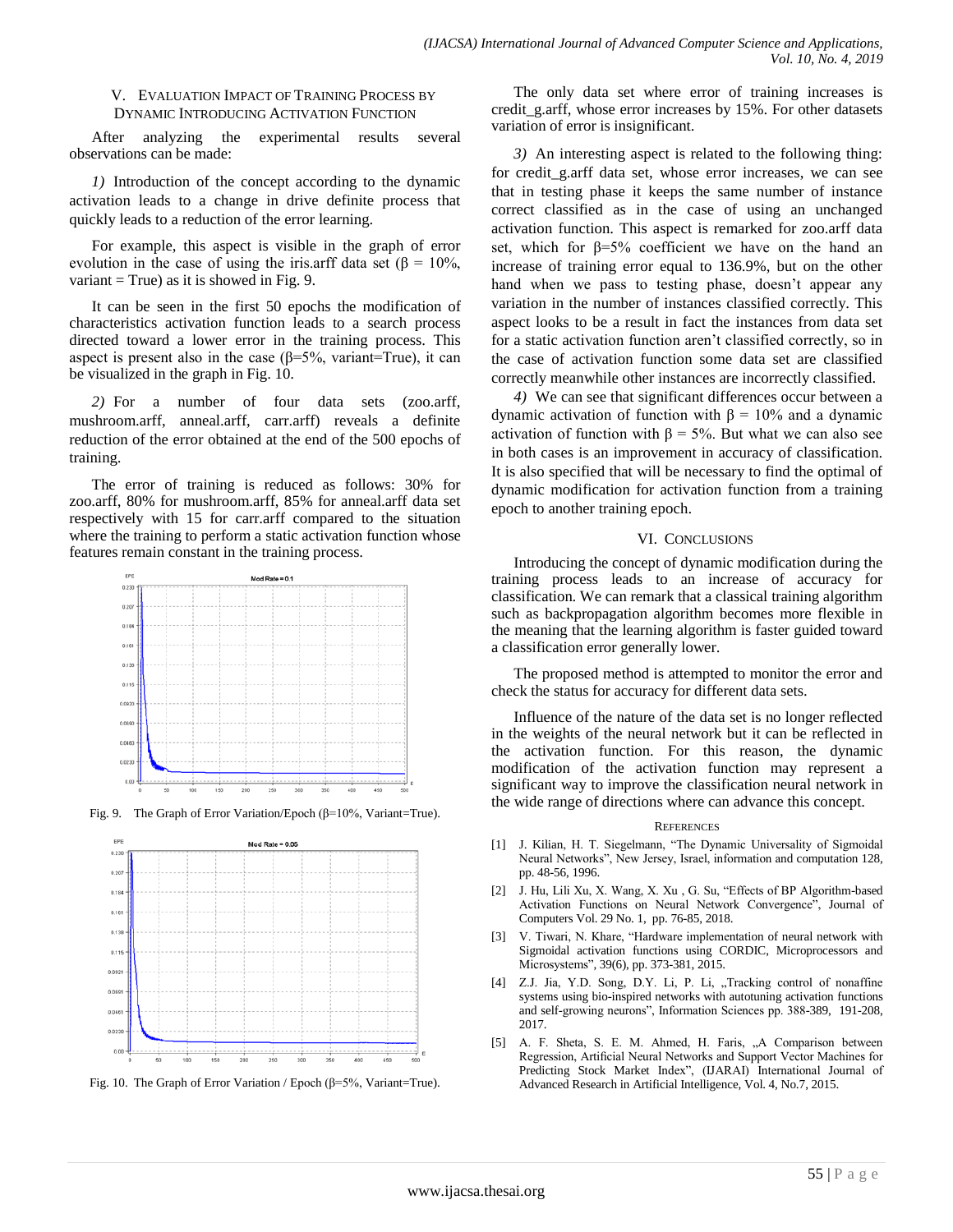## V. Evaluation Impact of Training Process by Dynamic Introducing Activation Function

After analyzing the experimental results several observations can be made:

*1)* Introduction of the concept according to the dynamic activation leads to a change in drive definite process that quickly leads to a reduction of the error learning.

For example, this aspect is visible in the graph of error evolution in the case of using the iris.arff data set ($\beta = 10\%$, variant = True) as it is showed in Fig. 9.

It can be seen in the first 50 epochs the modification of characteristics activation function leads to a search process directed toward a lower error in the training process. This aspect is present also in the case ($\beta$=5%, variant=True), it can be visualized in the graph in Fig. 10.

*2)* For a number of four data sets (zoo.arff, mushroom.arff, anneal.arff, carr.arff) reveals a definite reduction of the error obtained at the end of the 500 epochs of training.

The error of training is reduced as follows: 30% for zoo.arff, 80% for mushroom.arff, 85% for anneal.arff data set respectively with 15 for carr.arff compared to the situation where the training to perform a static activation function whose features remain constant in the training process.

Fig. 9. The Graph of Error Variation/Epoch ($\beta$=10%, Variant=True).

Fig. 10. The Graph of Error Variation / Epoch ($\beta$=5%, Variant=True).

The only data set where error of training increases is credit_g.arff, whose error increases by 15%. For other datasets variation of error is insignificant.

*3)* An interesting aspect is related to the following thing: for credit_g.arff data set, whose error increases, we can see that in testing phase it keeps the same number of instance correct classified as in the case of using an unchanged activation function. This aspect is remarked for zoo.arff data set, which for $\beta$=5% coefficient we have on the hand an increase of training error equal to 136.9%, but on the other hand when we pass to testing phase, doesn't appear any variation in the number of instances classified correctly. This aspect looks to be a result in fact the instances from data set for a static activation function aren't classified correctly, so in the case of activation function some data set are classified correctly meanwhile other instances are incorrectly classified.

*4)* We can see that significant differences occur between a dynamic activation of function with $\beta = 10\%$ and a dynamic activation of function with $\beta = 5\%$. But what we can also see in both cases is an improvement in accuracy of classification. It is also specified that will be necessary to find the optimal of dynamic modification for activation function from a training epoch to another training epoch.

## VI. Conclusions

Introducing the concept of dynamic modification during the training process leads to an increase of accuracy for classification. We can remark that a classical training algorithm such as backpropagation algorithm becomes more flexible in the meaning that the learning algorithm is faster guided toward a classification error generally lower.

The proposed method is attempted to monitor the error and check the status for accuracy for different data sets.

Influence of the nature of the data set is no longer reflected in the weights of the neural network but it can be reflected in the activation function. For this reason, the dynamic modification of the activation function may represent a significant way to improve the classification neural network in the wide range of directions where can advance this concept.

## References

[1] J. Kilian, H. T. Siegelmann, "The Dynamic Universality of Sigmoidal Neural Networks", New Jersey, Israel, information and computation 128, pp. 48-56, 1996.

[2] J. Hu, Lili Xu, X. Wang, X. Xu , G. Su, "Effects of BP Algorithm-based Activation Functions on Neural Network Convergence", Journal of Computers Vol. 29 No. 1, pp. 76-85, 2018.

[3] V. Tiwari, N. Khare, "Hardware implementation of neural network with Sigmoidal activation functions using CORDIC, Microprocessors and Microsystems", 39(6), pp. 373-381, 2015.

[4] Z.J. Jia, Y.D. Song, D.Y. Li, P. Li, „Tracking control of nonaffine systems using bio-inspired networks with autotuning activation functions and self-growing neurons", Information Sciences pp. 388-389, 191-208, 2017.

[5] A. F. Sheta, S. E. M. Ahmed, H. Faris, „A Comparison between Regression, Artificial Neural Networks and Support Vector Machines for Predicting Stock Market Index", (IJARAI) International Journal of Advanced Research in Artificial Intelligence, Vol. 4, No.7, 2015.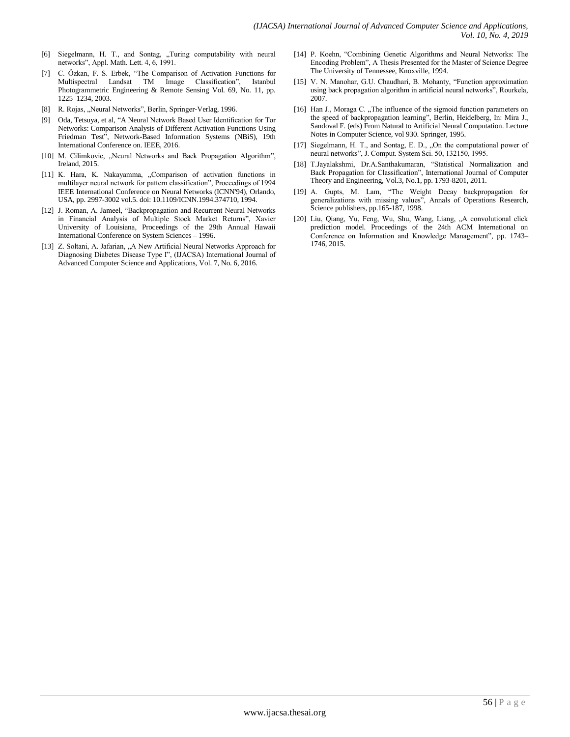[6] Siegelmann, H. T., and Sontag, „Turing computability with neural networks", Appl. Math. Lett. 4, 6, 1991.

[7] C. Özkan, F. S. Erbek, "The Comparison of Activation Functions for Multispectral Landsat TM Image Classification", Istanbul Photogrammetric Engineering & Remote Sensing Vol. 69, No. 11, pp. 1225–1234, 2003.

[8] R. Rojas, „Neural Networks", Berlin, Springer-Verlag, 1996.

[9] Oda, Tetsuya, et al, "A Neural Network Based User Identification for Tor Networks: Comparison Analysis of Different Activation Functions Using Friedman Test", Network-Based Information Systems (NBiS), 19th International Conference on. IEEE, 2016.

[10] M. Cilimkovic, „Neural Networks and Back Propagation Algorithm", Ireland, 2015.

[11] K. Hara, K. Nakayamma, „Comparison of activation functions in multilayer neural network for pattern classification", Proceedings of 1994 IEEE International Conference on Neural Networks (ICNN'94), Orlando, USA, pp. 2997-3002 vol.5. doi: 10.1109/ICNN.1994.374710, 1994.

[12] J. Roman, A. Jameel, "Backpropagation and Recurrent Neural Networks in Financial Analysis of Multiple Stock Market Returns", Xavier University of Louisiana, Proceedings of the 29th Annual Hawaii International Conference on System Sciences – 1996.

[13] Z. Soltani, A. Jafarian, „A New Artificial Neural Networks Approach for Diagnosing Diabetes Disease Type I", (IJACSA) International Journal of Advanced Computer Science and Applications, Vol. 7, No. 6, 2016.

[14] P. Koehn, "Combining Genetic Algorithms and Neural Networks: The Encoding Problem", A Thesis Presented for the Master of Science Degree The University of Tennessee, Knoxville, 1994.

[15] V. N. Manohar, G.U. Chaudhari, B. Mohanty, "Function approximation using back propagation algorithm in artificial neural networks", Rourkela, 2007.

[16] Han J., Moraga C. „The influence of the sigmoid function parameters on the speed of backpropagation learning", Berlin, Heidelberg, In: Mira J., Sandoval F. (eds) From Natural to Artificial Neural Computation. Lecture Notes in Computer Science, vol 930. Springer, 1995.

[17] Siegelmann, H. T., and Sontag, E. D., „On the computational power of neural networks", J. Comput. System Sci. 50, 132150, 1995.

[18] T.Jayalakshmi, Dr.A.Santhakumaran, "Statistical Normalization and Back Propagation for Classification", International Journal of Computer Theory and Engineering, Vol.3, No.1, pp. 1793-8201, 2011.

[19] A. Gupts, M. Lam, "The Weight Decay backpropagation for generalizations with missing values", Annals of Operations Research, Science publishers, pp.165-187, 1998.

[20] Liu, Qiang, Yu, Feng, Wu, Shu, Wang, Liang, „A convolutional click prediction model. Proceedings of the 24th ACM International on Conference on Information and Knowledge Management", pp. 1743–1746, 2015.